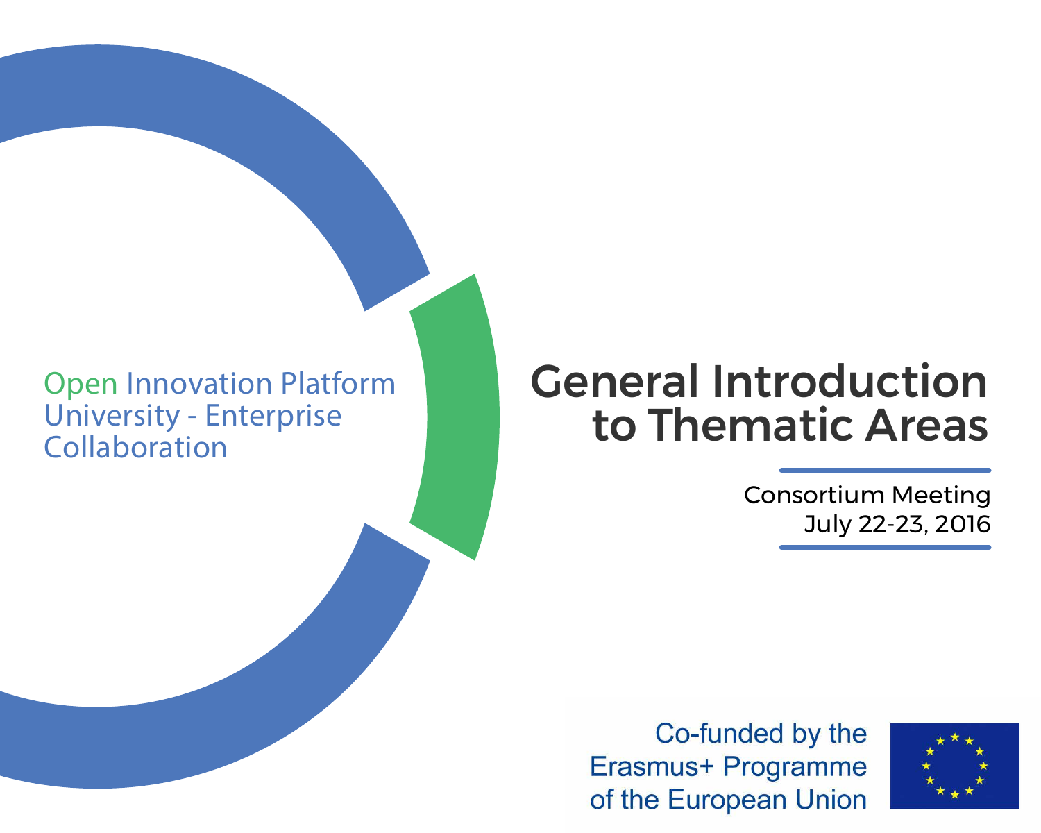Open Innovation Platform
University - Enterprise
Collaboration

# General Introduction to Thematic Areas

Consortium Meeting
July 22-23, 2016

Co-funded by the
Erasmus+ Programme
of the European Union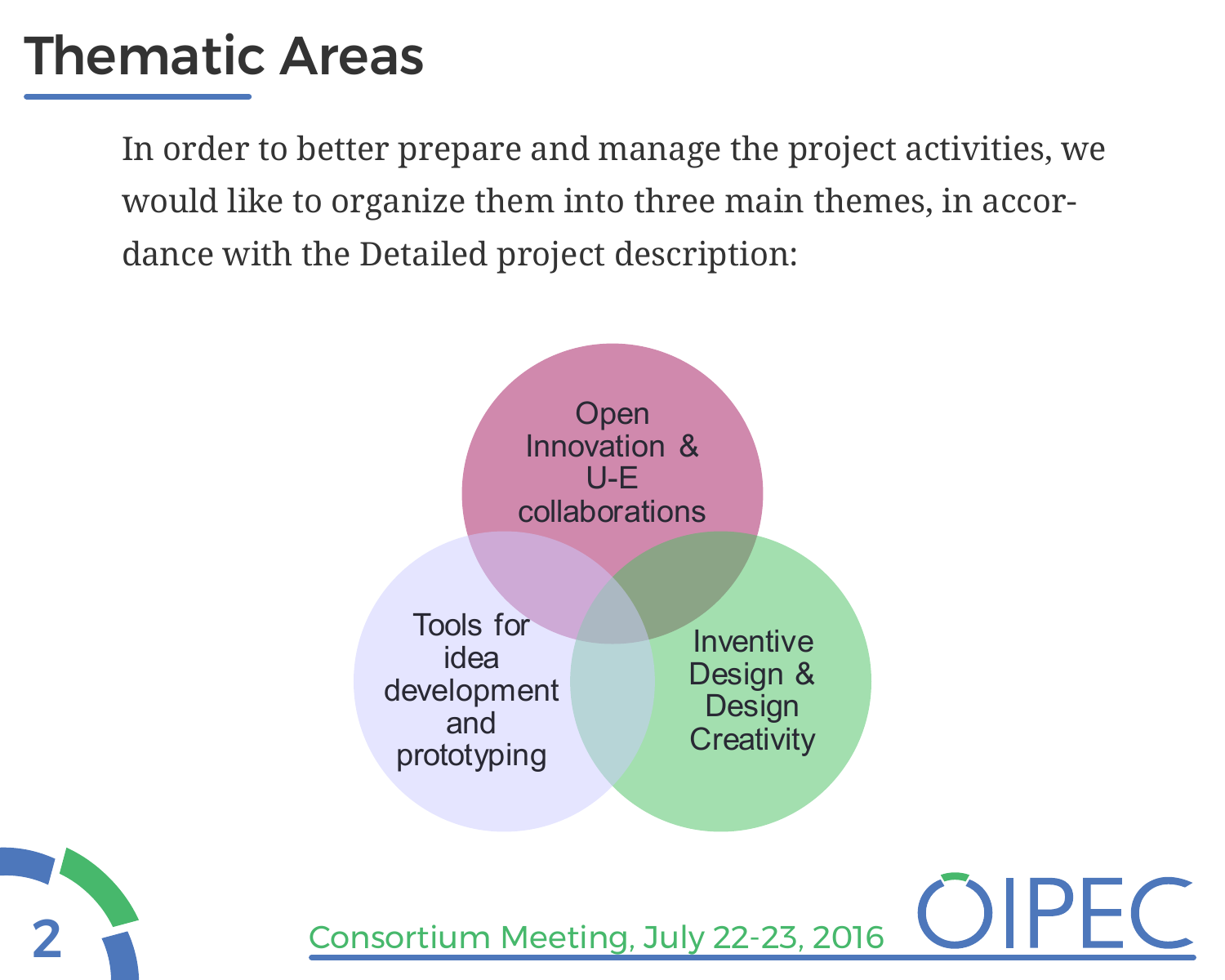# Thematic Areas

In order to better prepare and manage the project activities, we would like to organize them into three main themes, in accordance with the Detailed project description:

- Open Innovation & U-E collaborations
- Tools for idea development and prototyping
- Inventive Design & Design Creativity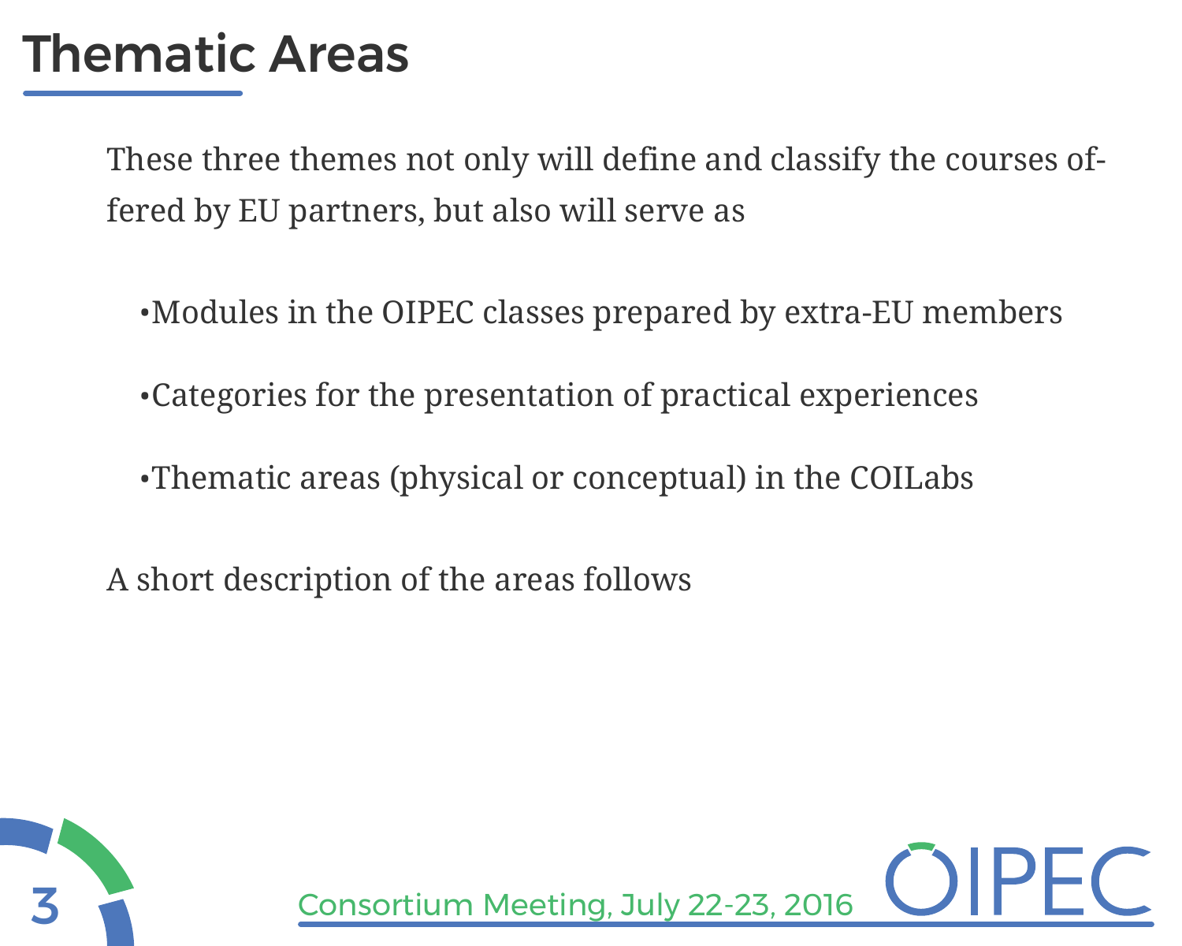# Thematic Areas

These three themes not only will define and classify the courses offered by EU partners, but also will serve as

- Modules in the OIPEC classes prepared by extra-EU members
- Categories for the presentation of practical experiences
- Thematic areas (physical or conceptual) in the COILabs

A short description of the areas follows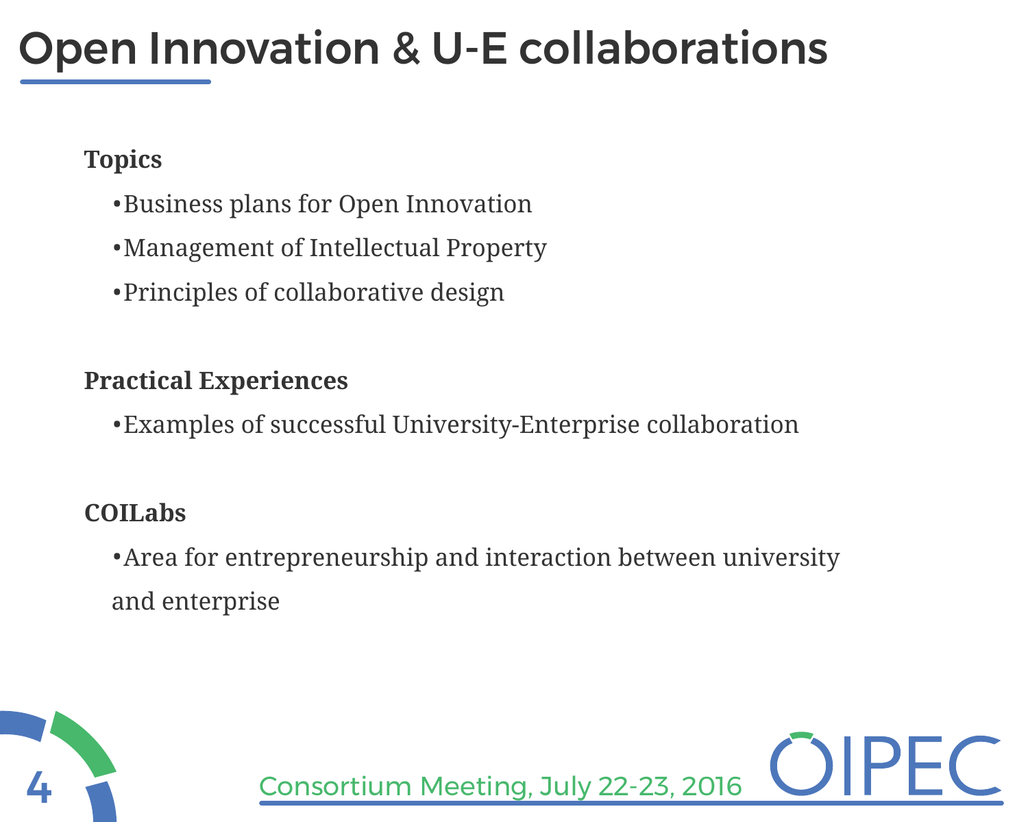# Open Innovation & U-E collaborations

**Topics**

- Business plans for Open Innovation
- Management of Intellectual Property
- Principles of collaborative design

**Practical Experiences**

- Examples of successful University-Enterprise collaboration

**COILabs**

- Area for entrepreneurship and interaction between university and enterprise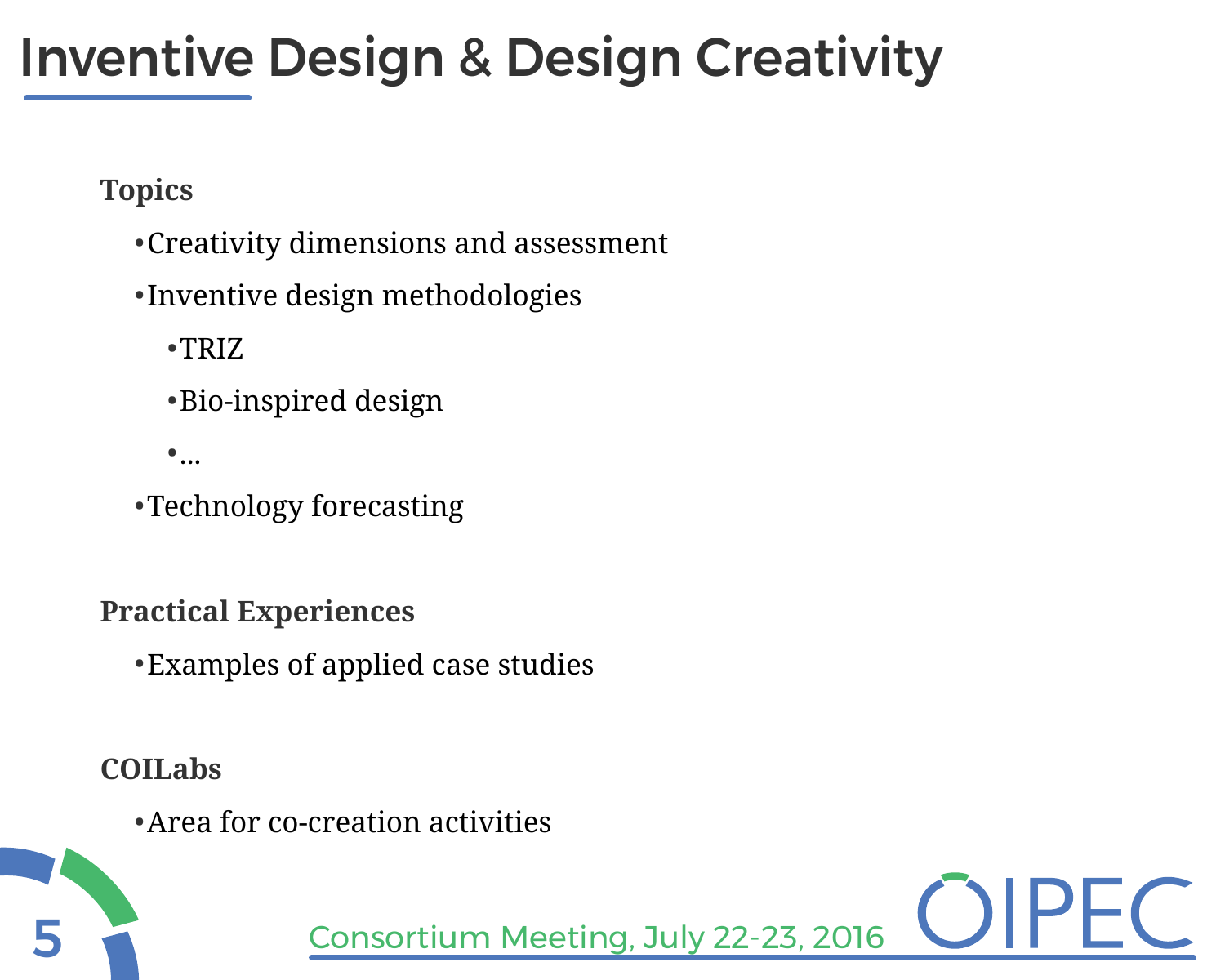# Inventive Design & Design Creativity

**Topics**

- Creativity dimensions and assessment
- Inventive design methodologies
  - TRIZ
  - Bio-inspired design
  - ...
- Technology forecasting

**Practical Experiences**

- Examples of applied case studies

**COILabs**

- Area for co-creation activities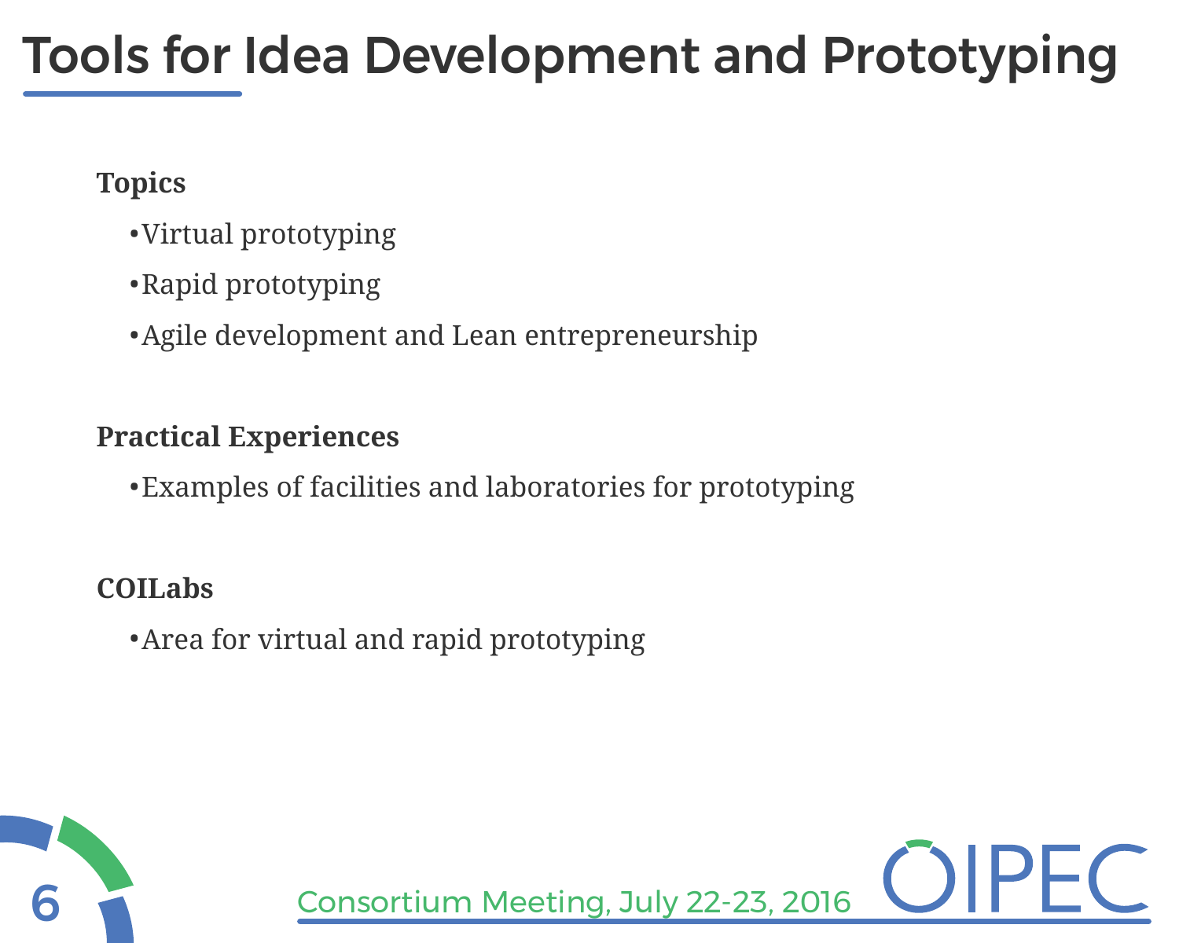# Tools for Idea Development and Prototyping

**Topics**

- Virtual prototyping
- Rapid prototyping
- Agile development and Lean entrepreneurship

**Practical Experiences**

- Examples of facilities and laboratories for prototyping

**COILabs**

- Area for virtual and rapid prototyping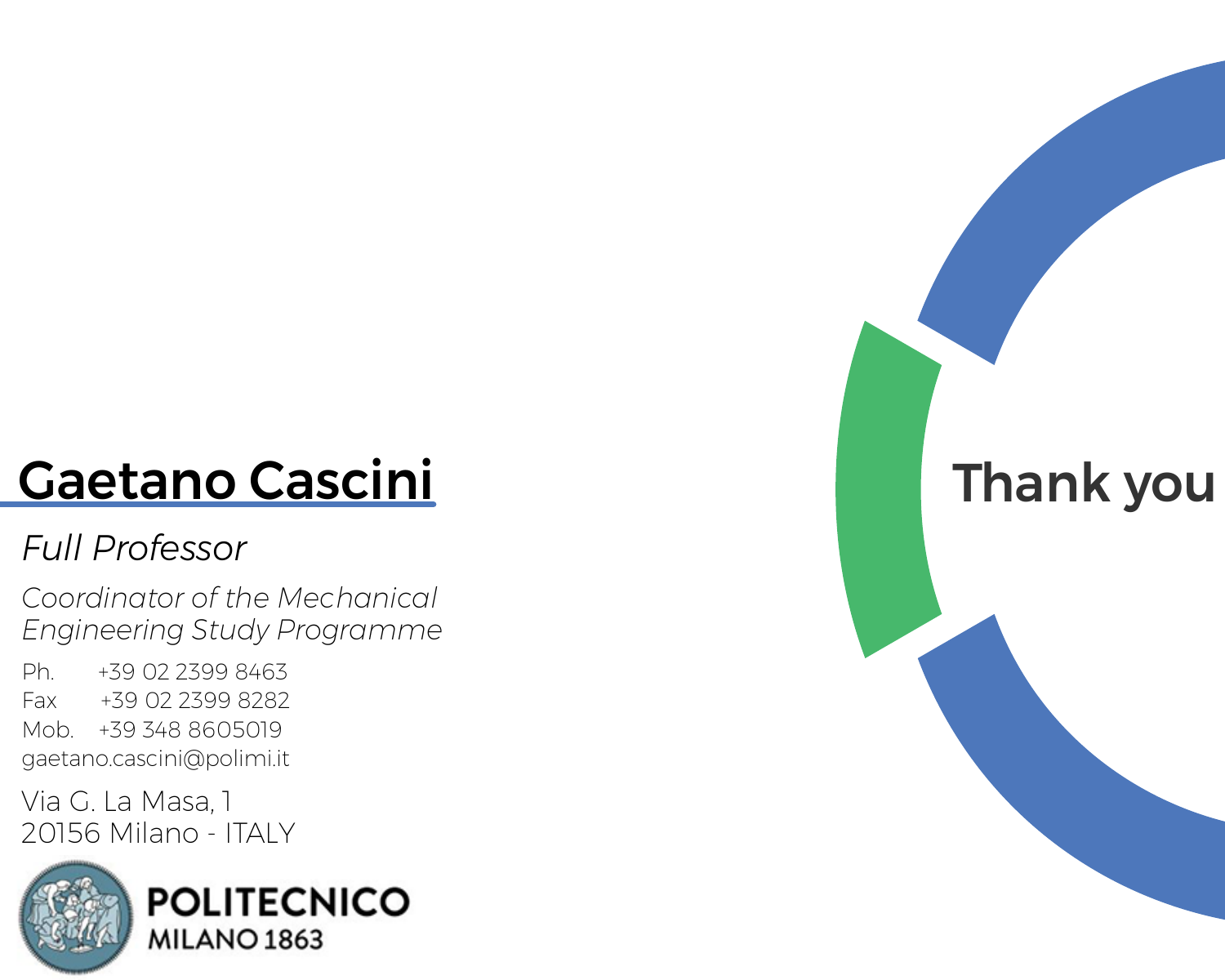# Gaetano Cascini

*Full Professor*

*Coordinator of the Mechanical Engineering Study Programme*

Ph. +39 02 2399 8463
Fax +39 02 2399 8282
Mob. +39 348 8605019
gaetano.cascini@polimi.it

Via G. La Masa, 1
20156 Milano - ITALY

**POLITECNICO**
**MILANO 1863**

# Thank you